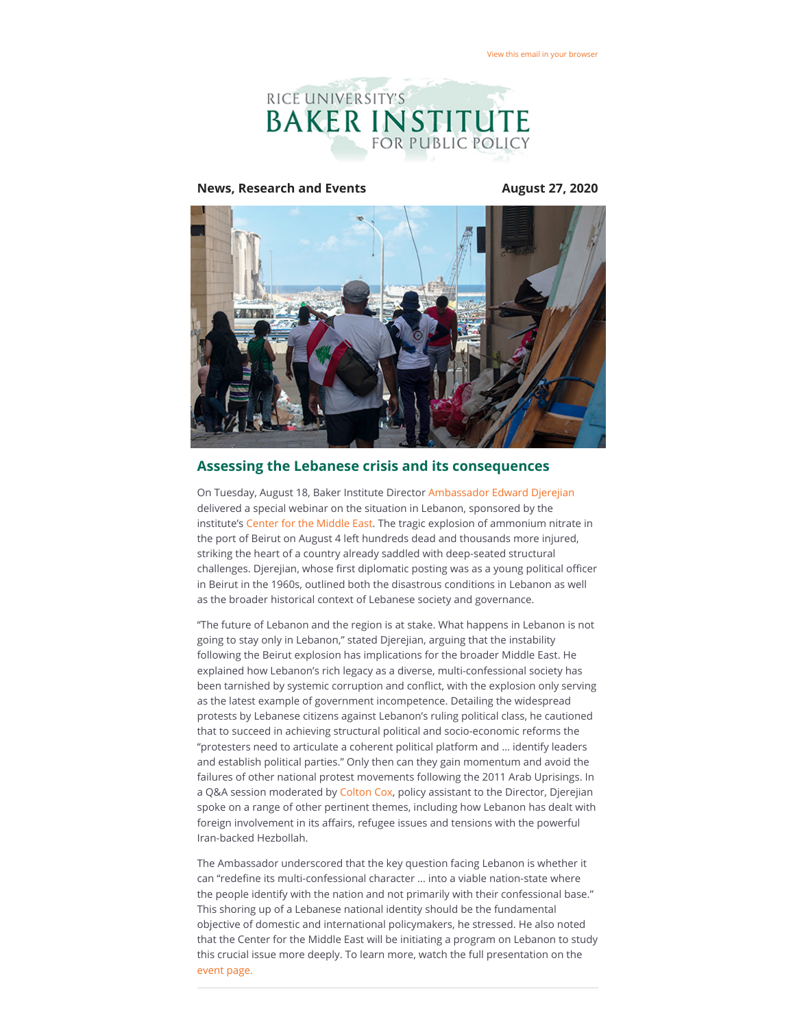View this email in your browser

RICE UNIVERSITY'S BAKER INSTITUTE FOR PUBLIC POLICY

**News, Research and Events** **August 27, 2020**

## Assessing the Lebanese crisis and its consequences

On Tuesday, August 18, Baker Institute Director Ambassador Edward Djerejian delivered a special webinar on the situation in Lebanon, sponsored by the institute's Center for the Middle East. The tragic explosion of ammonium nitrate in the port of Beirut on August 4 left hundreds dead and thousands more injured, striking the heart of a country already saddled with deep-seated structural challenges. Djerejian, whose first diplomatic posting was as a young political officer in Beirut in the 1960s, outlined both the disastrous conditions in Lebanon as well as the broader historical context of Lebanese society and governance.

"The future of Lebanon and the region is at stake. What happens in Lebanon is not going to stay only in Lebanon," stated Djerejian, arguing that the instability following the Beirut explosion has implications for the broader Middle East. He explained how Lebanon's rich legacy as a diverse, multi-confessional society has been tarnished by systemic corruption and conflict, with the explosion only serving as the latest example of government incompetence. Detailing the widespread protests by Lebanese citizens against Lebanon's ruling political class, he cautioned that to succeed in achieving structural political and socio-economic reforms the "protesters need to articulate a coherent political platform and … identify leaders and establish political parties." Only then can they gain momentum and avoid the failures of other national protest movements following the 2011 Arab Uprisings. In a Q&A session moderated by Colton Cox, policy assistant to the Director, Djerejian spoke on a range of other pertinent themes, including how Lebanon has dealt with foreign involvement in its affairs, refugee issues and tensions with the powerful Iran-backed Hezbollah.

The Ambassador underscored that the key question facing Lebanon is whether it can "redefine its multi-confessional character … into a viable nation-state where the people identify with the nation and not primarily with their confessional base." This shoring up of a Lebanese national identity should be the fundamental objective of domestic and international policymakers, he stressed. He also noted that the Center for the Middle East will be initiating a program on Lebanon to study this crucial issue more deeply. To learn more, watch the full presentation on the event page.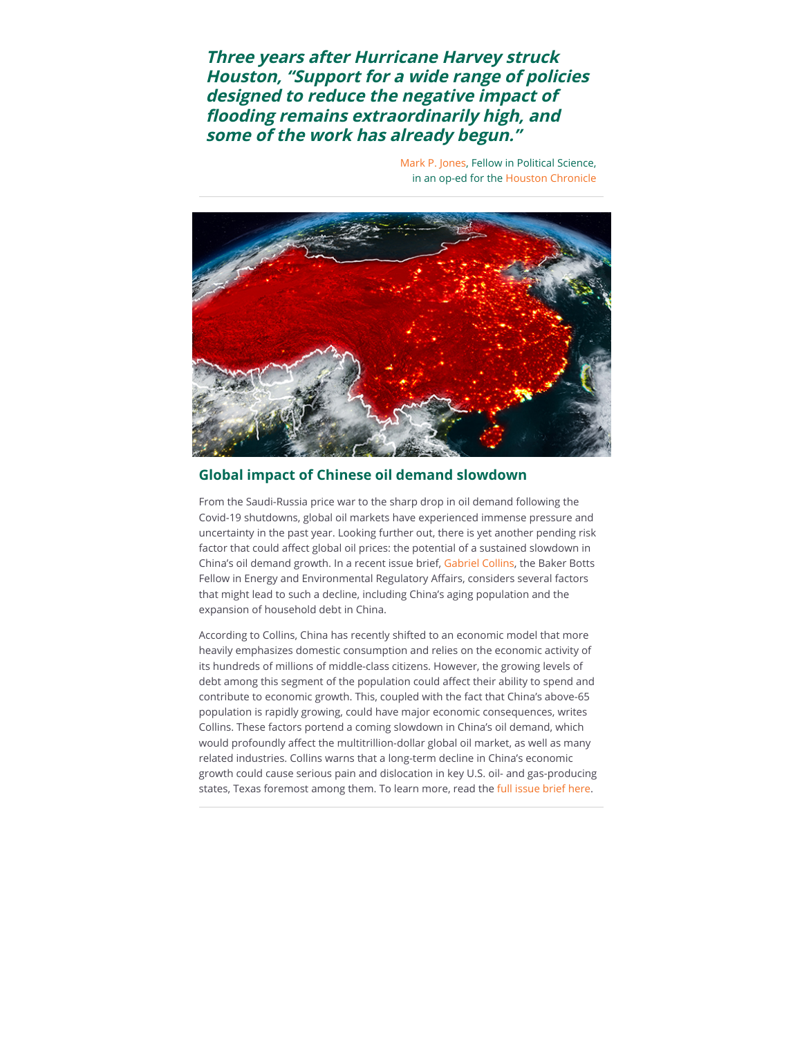***Three years after Hurricane Harvey struck Houston, "Support for a wide range of policies designed to reduce the negative impact of flooding remains extraordinarily high, and some of the work has already begun."***

Mark P. Jones, Fellow in Political Science,
in an op-ed for the Houston Chronicle

---

## Global impact of Chinese oil demand slowdown

From the Saudi-Russia price war to the sharp drop in oil demand following the Covid-19 shutdowns, global oil markets have experienced immense pressure and uncertainty in the past year. Looking further out, there is yet another pending risk factor that could affect global oil prices: the potential of a sustained slowdown in China's oil demand growth. In a recent issue brief, Gabriel Collins, the Baker Botts Fellow in Energy and Environmental Regulatory Affairs, considers several factors that might lead to such a decline, including China's aging population and the expansion of household debt in China.

According to Collins, China has recently shifted to an economic model that more heavily emphasizes domestic consumption and relies on the economic activity of its hundreds of millions of middle-class citizens. However, the growing levels of debt among this segment of the population could affect their ability to spend and contribute to economic growth. This, coupled with the fact that China's above-65 population is rapidly growing, could have major economic consequences, writes Collins. These factors portend a coming slowdown in China's oil demand, which would profoundly affect the multitrillion-dollar global oil market, as well as many related industries. Collins warns that a long-term decline in China's economic growth could cause serious pain and dislocation in key U.S. oil- and gas-producing states, Texas foremost among them. To learn more, read the full issue brief here.

---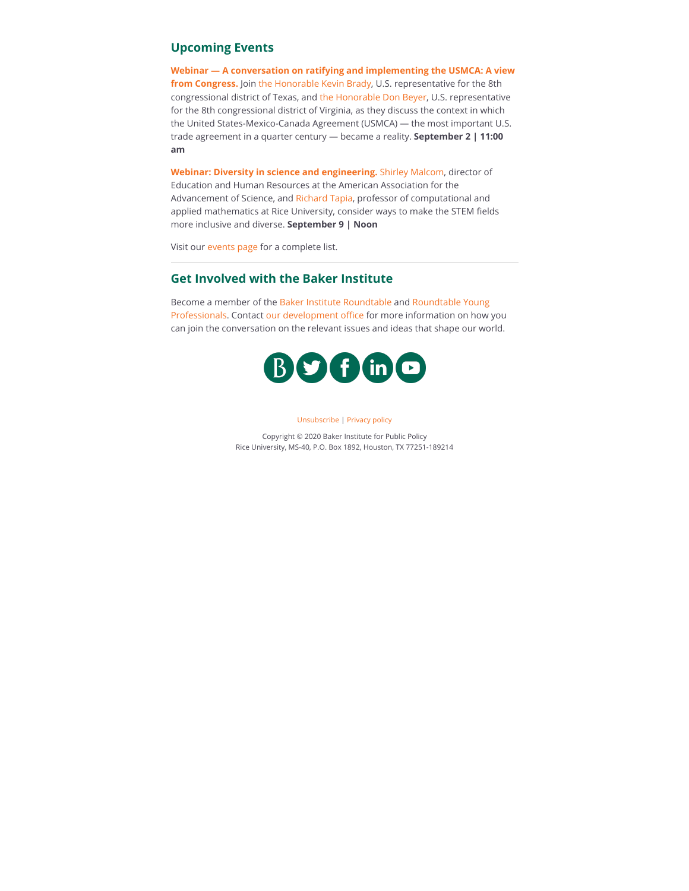## Upcoming Events

**Webinar — A conversation on ratifying and implementing the USMCA: A view from Congress.** Join the Honorable Kevin Brady, U.S. representative for the 8th congressional district of Texas, and the Honorable Don Beyer, U.S. representative for the 8th congressional district of Virginia, as they discuss the context in which the United States-Mexico-Canada Agreement (USMCA) — the most important U.S. trade agreement in a quarter century — became a reality. **September 2 | 11:00 am**

**Webinar: Diversity in science and engineering.** Shirley Malcom, director of Education and Human Resources at the American Association for the Advancement of Science, and Richard Tapia, professor of computational and applied mathematics at Rice University, consider ways to make the STEM fields more inclusive and diverse. **September 9 | Noon**

Visit our events page for a complete list.

---

## Get Involved with the Baker Institute

Become a member of the Baker Institute Roundtable and Roundtable Young Professionals. Contact our development office for more information on how you can join the conversation on the relevant issues and ideas that shape our world.

Unsubscribe | Privacy policy

Copyright © 2020 Baker Institute for Public Policy
Rice University, MS-40, P.O. Box 1892, Houston, TX 77251-189214